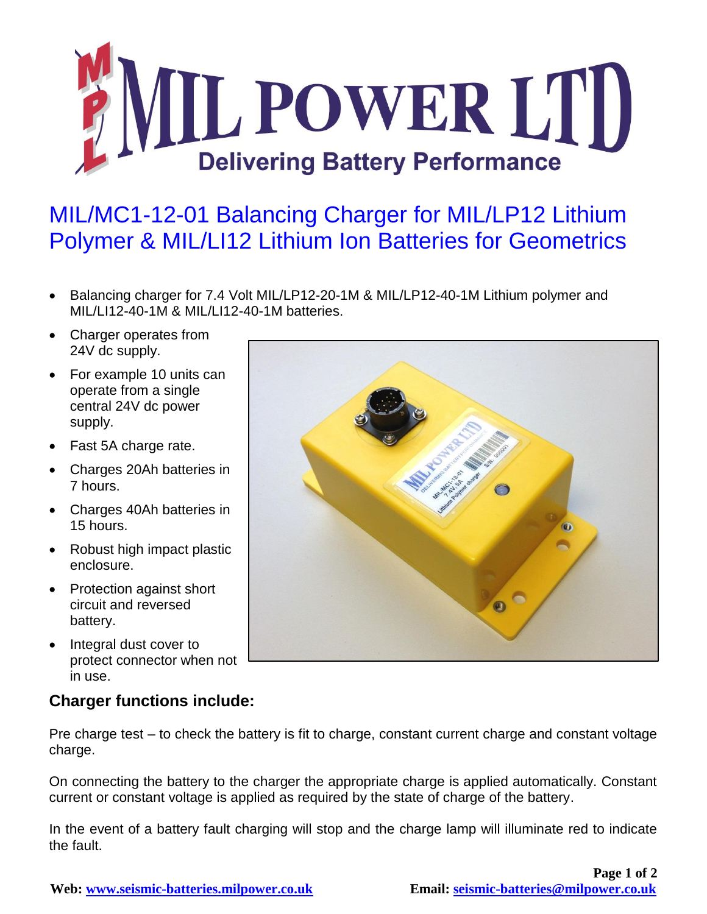# MIL/MC1-12-01 Balancing Charger for MIL/LP12 Lithium Polymer & MIL/LI12 Lithium Ion Batteries for Geometrics

- Balancing charger for 7.4 Volt MIL/LP12-20-1M & MIL/LP12-40-1M Lithium polymer and MIL/LI12-40-1M & MIL/LI12-40-1M batteries.
- Charger operates from 24V dc supply.
- For example 10 units can operate from a single central 24V dc power supply.
- Fast 5A charge rate.
- Charges 20Ah batteries in 7 hours.
- Charges 40Ah batteries in 15 hours.
- Robust high impact plastic enclosure.
- Protection against short circuit and reversed battery.
- Integral dust cover to protect connector when not in use.

## Charger functions include:

Pre charge test – to check the battery is fit to charge, constant current charge and constant voltage charge.

On connecting the battery to the charger the appropriate charge is applied automatically. Constant current or constant voltage is applied as required by the state of charge of the battery.

In the event of a battery fault charging will stop and the charge lamp will illuminate red to indicate the fault.

**Web:** www.seismic-batteries.milpower.co.uk **Email:** seismic-batteries@milpower.co.uk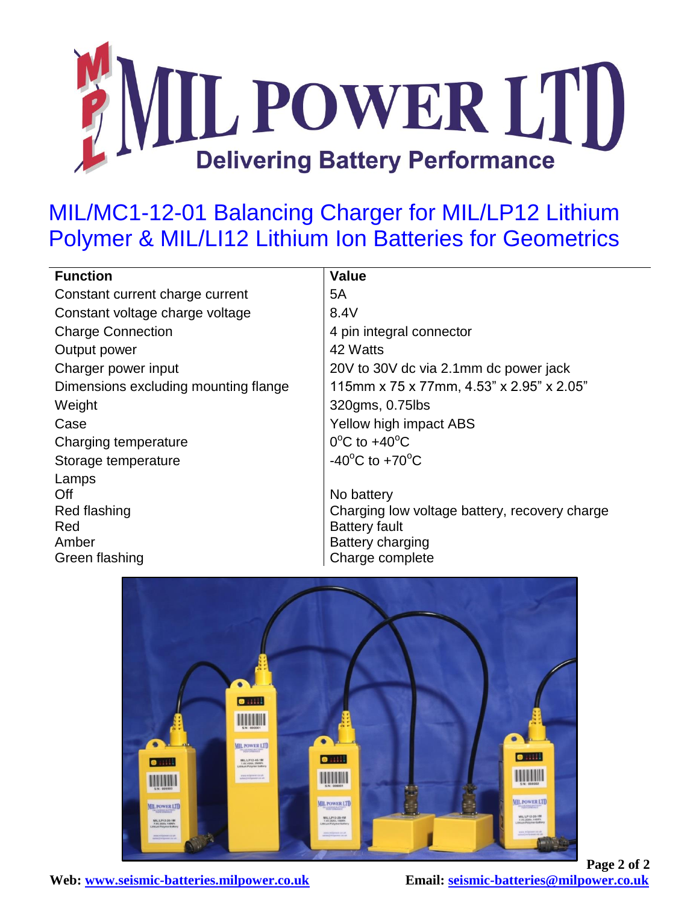# MIL/MC1-12-01 Balancing Charger for MIL/LP12 Lithium Polymer & MIL/LI12 Lithium Ion Batteries for Geometrics

| Function | Value |
|---|---|
| Constant current charge current | 5A |
| Constant voltage charge voltage | 8.4V |
| Charge Connection | 4 pin integral connector |
| Output power | 42 Watts |
| Charger power input | 20V to 30V dc via 2.1mm dc power jack |
| Dimensions excluding mounting flange | 115mm x 75 x 77mm, 4.53” x 2.95” x 2.05” |
| Weight | 320gms, 0.75lbs |
| Case | Yellow high impact ABS |
| Charging temperature | $0^{o}$C to $+40^{o}$C |
| Storage temperature | $-40^{o}$C to $+70^{o}$C |
| Lamps | |
| Off | No battery |
| Red flashing | Charging low voltage battery, recovery charge |
| Red | Battery fault |
| Amber | Battery charging |
| Green flashing | Charge complete |

**Web: www.seismic-batteries.milpower.co.uk** **Email: seismic-batteries@milpower.co.uk**